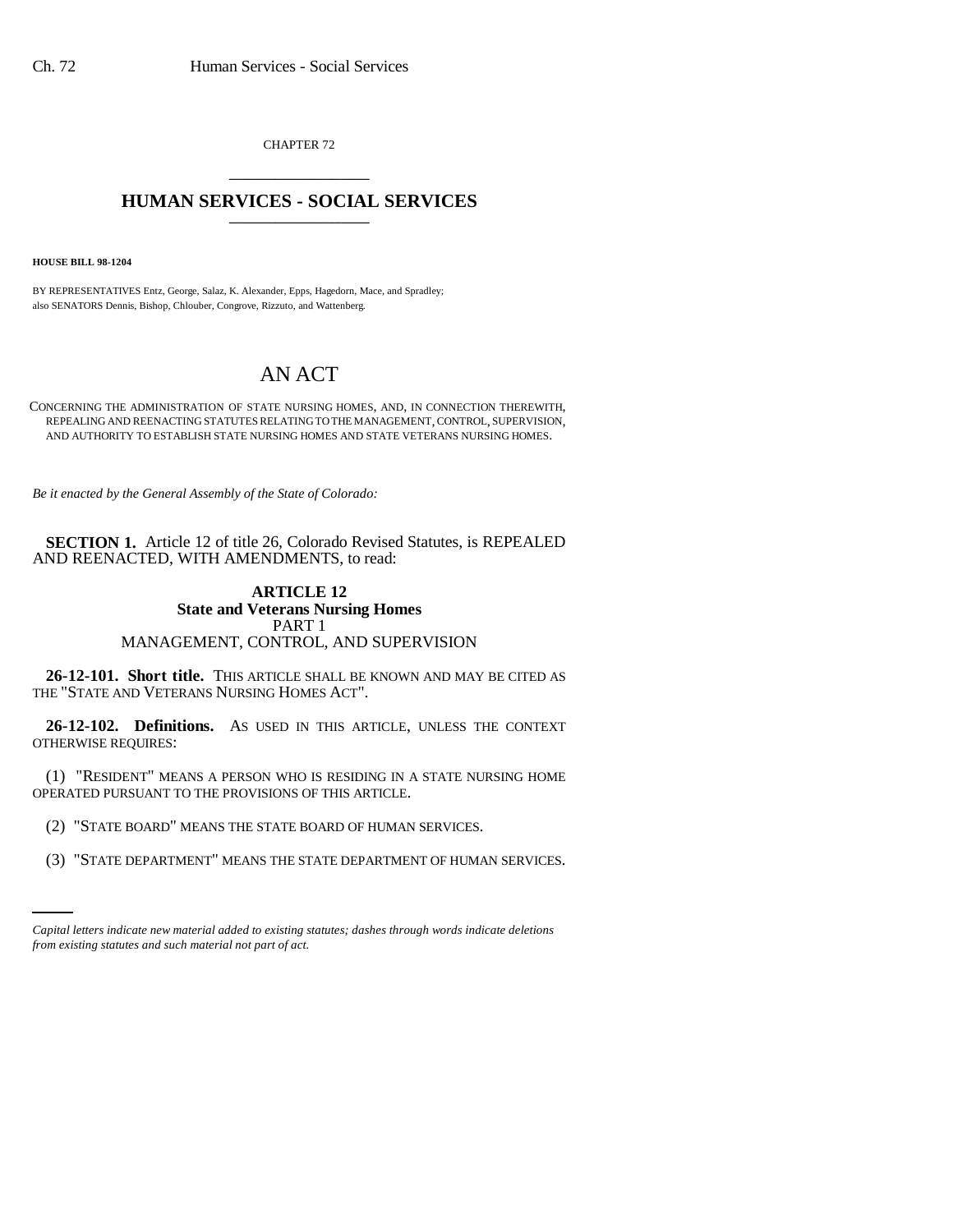CHAPTER 72

# HUMAN SERVICES - SOCIAL SERVICES

**HOUSE BILL 98-1204**

BY REPRESENTATIVES Entz, George, Salaz, K. Alexander, Epps, Hagedorn, Mace, and Spradley;
also SENATORS Dennis, Bishop, Chlouber, Congrove, Rizzuto, and Wattenberg.

# AN ACT

CONCERNING THE ADMINISTRATION OF STATE NURSING HOMES, AND, IN CONNECTION THEREWITH, REPEALING AND REENACTING STATUTES RELATING TO THE MANAGEMENT, CONTROL, SUPERVISION, AND AUTHORITY TO ESTABLISH STATE NURSING HOMES AND STATE VETERANS NURSING HOMES.

*Be it enacted by the General Assembly of the State of Colorado:*

**SECTION 1.** Article 12 of title 26, Colorado Revised Statutes, is REPEALED AND REENACTED, WITH AMENDMENTS, to read:

## ARTICLE 12
## State and Veterans Nursing Homes
### PART 1
### MANAGEMENT, CONTROL, AND SUPERVISION

**26-12-101. Short title.** THIS ARTICLE SHALL BE KNOWN AND MAY BE CITED AS THE "STATE AND VETERANS NURSING HOMES ACT".

**26-12-102. Definitions.** AS USED IN THIS ARTICLE, UNLESS THE CONTEXT OTHERWISE REQUIRES:

(1) "RESIDENT" MEANS A PERSON WHO IS RESIDING IN A STATE NURSING HOME OPERATED PURSUANT TO THE PROVISIONS OF THIS ARTICLE.

(2) "STATE BOARD" MEANS THE STATE BOARD OF HUMAN SERVICES.

(3) "STATE DEPARTMENT" MEANS THE STATE DEPARTMENT OF HUMAN SERVICES.

*Capital letters indicate new material added to existing statutes; dashes through words indicate deletions from existing statutes and such material not part of act.*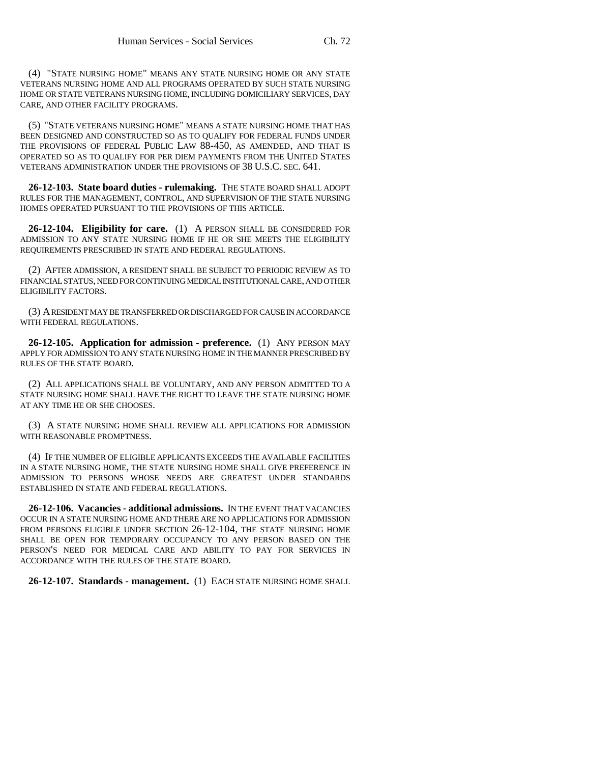(4) "STATE NURSING HOME" MEANS ANY STATE NURSING HOME OR ANY STATE VETERANS NURSING HOME AND ALL PROGRAMS OPERATED BY SUCH STATE NURSING HOME OR STATE VETERANS NURSING HOME, INCLUDING DOMICILIARY SERVICES, DAY CARE, AND OTHER FACILITY PROGRAMS.

(5) "STATE VETERANS NURSING HOME" MEANS A STATE NURSING HOME THAT HAS BEEN DESIGNED AND CONSTRUCTED SO AS TO QUALIFY FOR FEDERAL FUNDS UNDER THE PROVISIONS OF FEDERAL PUBLIC LAW 88-450, AS AMENDED, AND THAT IS OPERATED SO AS TO QUALIFY FOR PER DIEM PAYMENTS FROM THE UNITED STATES VETERANS ADMINISTRATION UNDER THE PROVISIONS OF 38 U.S.C. SEC. 641.

**26-12-103. State board duties - rulemaking.** THE STATE BOARD SHALL ADOPT RULES FOR THE MANAGEMENT, CONTROL, AND SUPERVISION OF THE STATE NURSING HOMES OPERATED PURSUANT TO THE PROVISIONS OF THIS ARTICLE.

**26-12-104. Eligibility for care.** (1) A PERSON SHALL BE CONSIDERED FOR ADMISSION TO ANY STATE NURSING HOME IF HE OR SHE MEETS THE ELIGIBILITY REQUIREMENTS PRESCRIBED IN STATE AND FEDERAL REGULATIONS.

(2) AFTER ADMISSION, A RESIDENT SHALL BE SUBJECT TO PERIODIC REVIEW AS TO FINANCIAL STATUS, NEED FOR CONTINUING MEDICAL INSTITUTIONAL CARE, AND OTHER ELIGIBILITY FACTORS.

(3) A RESIDENT MAY BE TRANSFERRED OR DISCHARGED FOR CAUSE IN ACCORDANCE WITH FEDERAL REGULATIONS.

**26-12-105. Application for admission - preference.** (1) ANY PERSON MAY APPLY FOR ADMISSION TO ANY STATE NURSING HOME IN THE MANNER PRESCRIBED BY RULES OF THE STATE BOARD.

(2) ALL APPLICATIONS SHALL BE VOLUNTARY, AND ANY PERSON ADMITTED TO A STATE NURSING HOME SHALL HAVE THE RIGHT TO LEAVE THE STATE NURSING HOME AT ANY TIME HE OR SHE CHOOSES.

(3) A STATE NURSING HOME SHALL REVIEW ALL APPLICATIONS FOR ADMISSION WITH REASONABLE PROMPTNESS.

(4) IF THE NUMBER OF ELIGIBLE APPLICANTS EXCEEDS THE AVAILABLE FACILITIES IN A STATE NURSING HOME, THE STATE NURSING HOME SHALL GIVE PREFERENCE IN ADMISSION TO PERSONS WHOSE NEEDS ARE GREATEST UNDER STANDARDS ESTABLISHED IN STATE AND FEDERAL REGULATIONS.

**26-12-106. Vacancies - additional admissions.** IN THE EVENT THAT VACANCIES OCCUR IN A STATE NURSING HOME AND THERE ARE NO APPLICATIONS FOR ADMISSION FROM PERSONS ELIGIBLE UNDER SECTION 26-12-104, THE STATE NURSING HOME SHALL BE OPEN FOR TEMPORARY OCCUPANCY TO ANY PERSON BASED ON THE PERSON'S NEED FOR MEDICAL CARE AND ABILITY TO PAY FOR SERVICES IN ACCORDANCE WITH THE RULES OF THE STATE BOARD.

**26-12-107. Standards - management.** (1) EACH STATE NURSING HOME SHALL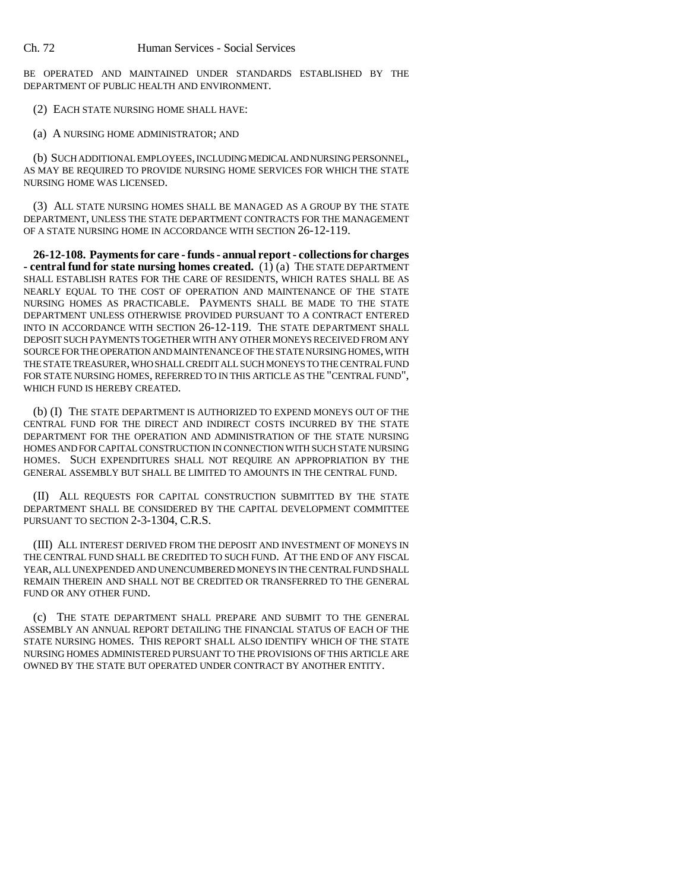BE OPERATED AND MAINTAINED UNDER STANDARDS ESTABLISHED BY THE DEPARTMENT OF PUBLIC HEALTH AND ENVIRONMENT.

(2) EACH STATE NURSING HOME SHALL HAVE:

(a) A NURSING HOME ADMINISTRATOR; AND

(b) SUCH ADDITIONAL EMPLOYEES, INCLUDING MEDICAL AND NURSING PERSONNEL, AS MAY BE REQUIRED TO PROVIDE NURSING HOME SERVICES FOR WHICH THE STATE NURSING HOME WAS LICENSED.

(3) ALL STATE NURSING HOMES SHALL BE MANAGED AS A GROUP BY THE STATE DEPARTMENT, UNLESS THE STATE DEPARTMENT CONTRACTS FOR THE MANAGEMENT OF A STATE NURSING HOME IN ACCORDANCE WITH SECTION 26-12-119.

**26-12-108. Payments for care - funds - annual report - collections for charges - central fund for state nursing homes created.** (1) (a) THE STATE DEPARTMENT SHALL ESTABLISH RATES FOR THE CARE OF RESIDENTS, WHICH RATES SHALL BE AS NEARLY EQUAL TO THE COST OF OPERATION AND MAINTENANCE OF THE STATE NURSING HOMES AS PRACTICABLE. PAYMENTS SHALL BE MADE TO THE STATE DEPARTMENT UNLESS OTHERWISE PROVIDED PURSUANT TO A CONTRACT ENTERED INTO IN ACCORDANCE WITH SECTION 26-12-119. THE STATE DEPARTMENT SHALL DEPOSIT SUCH PAYMENTS TOGETHER WITH ANY OTHER MONEYS RECEIVED FROM ANY SOURCE FOR THE OPERATION AND MAINTENANCE OF THE STATE NURSING HOMES, WITH THE STATE TREASURER, WHO SHALL CREDIT ALL SUCH MONEYS TO THE CENTRAL FUND FOR STATE NURSING HOMES, REFERRED TO IN THIS ARTICLE AS THE "CENTRAL FUND", WHICH FUND IS HEREBY CREATED.

(b) (I) THE STATE DEPARTMENT IS AUTHORIZED TO EXPEND MONEYS OUT OF THE CENTRAL FUND FOR THE DIRECT AND INDIRECT COSTS INCURRED BY THE STATE DEPARTMENT FOR THE OPERATION AND ADMINISTRATION OF THE STATE NURSING HOMES AND FOR CAPITAL CONSTRUCTION IN CONNECTION WITH SUCH STATE NURSING HOMES. SUCH EXPENDITURES SHALL NOT REQUIRE AN APPROPRIATION BY THE GENERAL ASSEMBLY BUT SHALL BE LIMITED TO AMOUNTS IN THE CENTRAL FUND.

(II) ALL REQUESTS FOR CAPITAL CONSTRUCTION SUBMITTED BY THE STATE DEPARTMENT SHALL BE CONSIDERED BY THE CAPITAL DEVELOPMENT COMMITTEE PURSUANT TO SECTION 2-3-1304, C.R.S.

(III) ALL INTEREST DERIVED FROM THE DEPOSIT AND INVESTMENT OF MONEYS IN THE CENTRAL FUND SHALL BE CREDITED TO SUCH FUND. AT THE END OF ANY FISCAL YEAR, ALL UNEXPENDED AND UNENCUMBERED MONEYS IN THE CENTRAL FUND SHALL REMAIN THEREIN AND SHALL NOT BE CREDITED OR TRANSFERRED TO THE GENERAL FUND OR ANY OTHER FUND.

(c) THE STATE DEPARTMENT SHALL PREPARE AND SUBMIT TO THE GENERAL ASSEMBLY AN ANNUAL REPORT DETAILING THE FINANCIAL STATUS OF EACH OF THE STATE NURSING HOMES. THIS REPORT SHALL ALSO IDENTIFY WHICH OF THE STATE NURSING HOMES ADMINISTERED PURSUANT TO THE PROVISIONS OF THIS ARTICLE ARE OWNED BY THE STATE BUT OPERATED UNDER CONTRACT BY ANOTHER ENTITY.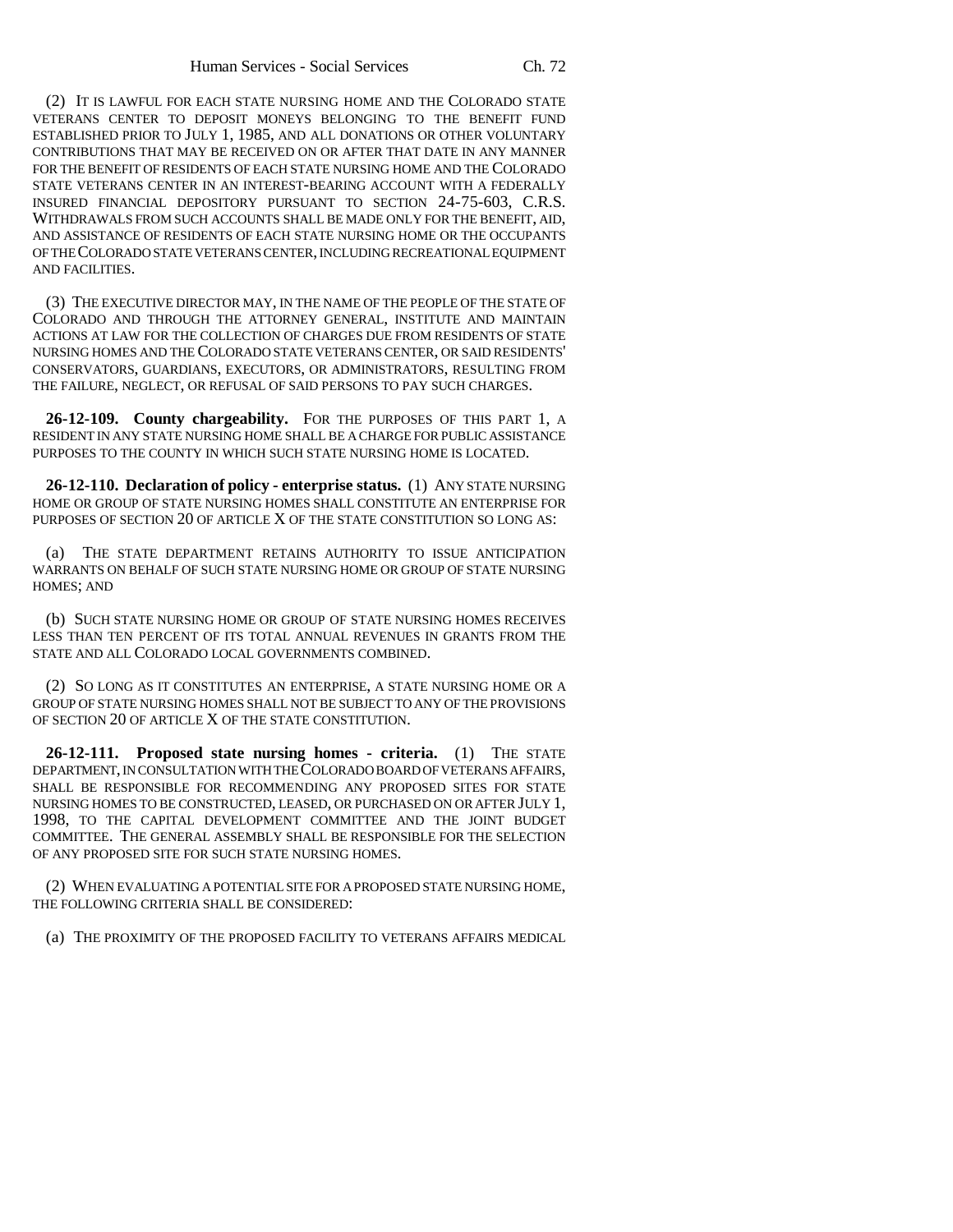(2) IT IS LAWFUL FOR EACH STATE NURSING HOME AND THE COLORADO STATE VETERANS CENTER TO DEPOSIT MONEYS BELONGING TO THE BENEFIT FUND ESTABLISHED PRIOR TO JULY 1, 1985, AND ALL DONATIONS OR OTHER VOLUNTARY CONTRIBUTIONS THAT MAY BE RECEIVED ON OR AFTER THAT DATE IN ANY MANNER FOR THE BENEFIT OF RESIDENTS OF EACH STATE NURSING HOME AND THE COLORADO STATE VETERANS CENTER IN AN INTEREST-BEARING ACCOUNT WITH A FEDERALLY INSURED FINANCIAL DEPOSITORY PURSUANT TO SECTION 24-75-603, C.R.S. WITHDRAWALS FROM SUCH ACCOUNTS SHALL BE MADE ONLY FOR THE BENEFIT, AID, AND ASSISTANCE OF RESIDENTS OF EACH STATE NURSING HOME OR THE OCCUPANTS OF THE COLORADO STATE VETERANS CENTER, INCLUDING RECREATIONAL EQUIPMENT AND FACILITIES.

(3) THE EXECUTIVE DIRECTOR MAY, IN THE NAME OF THE PEOPLE OF THE STATE OF COLORADO AND THROUGH THE ATTORNEY GENERAL, INSTITUTE AND MAINTAIN ACTIONS AT LAW FOR THE COLLECTION OF CHARGES DUE FROM RESIDENTS OF STATE NURSING HOMES AND THE COLORADO STATE VETERANS CENTER, OR SAID RESIDENTS' CONSERVATORS, GUARDIANS, EXECUTORS, OR ADMINISTRATORS, RESULTING FROM THE FAILURE, NEGLECT, OR REFUSAL OF SAID PERSONS TO PAY SUCH CHARGES.

**26-12-109. County chargeability.** FOR THE PURPOSES OF THIS PART 1, A RESIDENT IN ANY STATE NURSING HOME SHALL BE A CHARGE FOR PUBLIC ASSISTANCE PURPOSES TO THE COUNTY IN WHICH SUCH STATE NURSING HOME IS LOCATED.

**26-12-110. Declaration of policy - enterprise status.** (1) ANY STATE NURSING HOME OR GROUP OF STATE NURSING HOMES SHALL CONSTITUTE AN ENTERPRISE FOR PURPOSES OF SECTION 20 OF ARTICLE X OF THE STATE CONSTITUTION SO LONG AS:

(a) THE STATE DEPARTMENT RETAINS AUTHORITY TO ISSUE ANTICIPATION WARRANTS ON BEHALF OF SUCH STATE NURSING HOME OR GROUP OF STATE NURSING HOMES; AND

(b) SUCH STATE NURSING HOME OR GROUP OF STATE NURSING HOMES RECEIVES LESS THAN TEN PERCENT OF ITS TOTAL ANNUAL REVENUES IN GRANTS FROM THE STATE AND ALL COLORADO LOCAL GOVERNMENTS COMBINED.

(2) SO LONG AS IT CONSTITUTES AN ENTERPRISE, A STATE NURSING HOME OR A GROUP OF STATE NURSING HOMES SHALL NOT BE SUBJECT TO ANY OF THE PROVISIONS OF SECTION 20 OF ARTICLE X OF THE STATE CONSTITUTION.

**26-12-111. Proposed state nursing homes - criteria.** (1) THE STATE DEPARTMENT, IN CONSULTATION WITH THE COLORADO BOARD OF VETERANS AFFAIRS, SHALL BE RESPONSIBLE FOR RECOMMENDING ANY PROPOSED SITES FOR STATE NURSING HOMES TO BE CONSTRUCTED, LEASED, OR PURCHASED ON OR AFTER JULY 1, 1998, TO THE CAPITAL DEVELOPMENT COMMITTEE AND THE JOINT BUDGET COMMITTEE. THE GENERAL ASSEMBLY SHALL BE RESPONSIBLE FOR THE SELECTION OF ANY PROPOSED SITE FOR SUCH STATE NURSING HOMES.

(2) WHEN EVALUATING A POTENTIAL SITE FOR A PROPOSED STATE NURSING HOME, THE FOLLOWING CRITERIA SHALL BE CONSIDERED:

(a) THE PROXIMITY OF THE PROPOSED FACILITY TO VETERANS AFFAIRS MEDICAL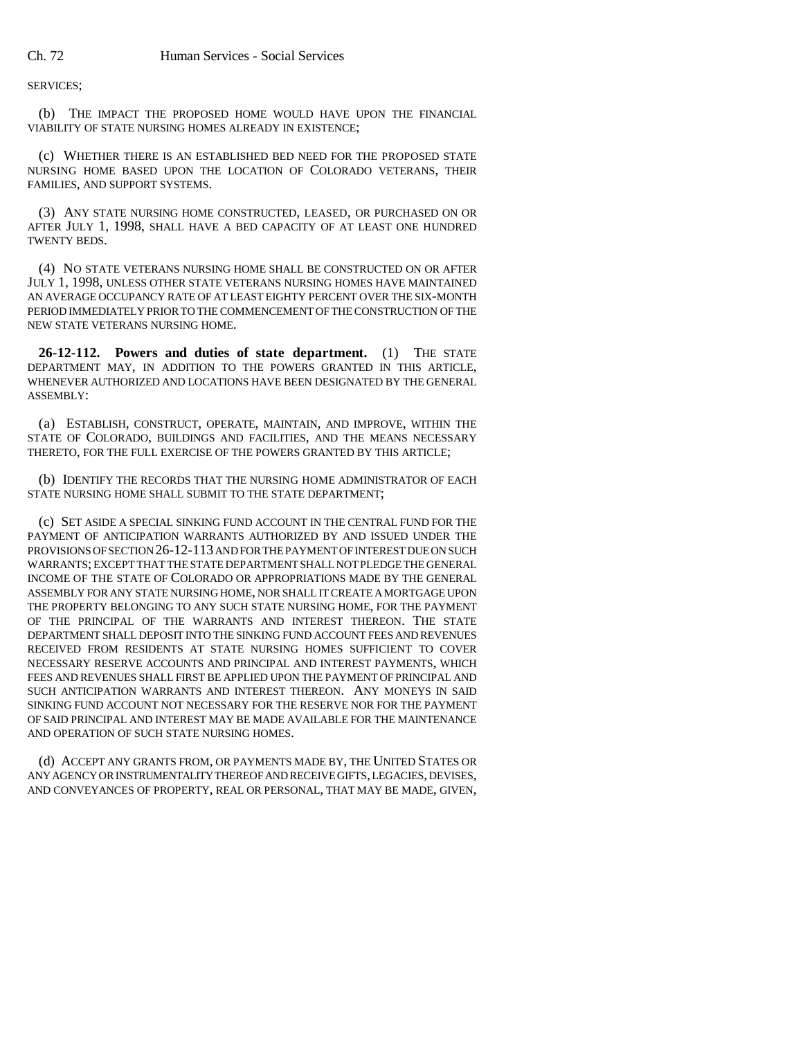SERVICES;

(b) THE IMPACT THE PROPOSED HOME WOULD HAVE UPON THE FINANCIAL VIABILITY OF STATE NURSING HOMES ALREADY IN EXISTENCE;

(c) WHETHER THERE IS AN ESTABLISHED BED NEED FOR THE PROPOSED STATE NURSING HOME BASED UPON THE LOCATION OF COLORADO VETERANS, THEIR FAMILIES, AND SUPPORT SYSTEMS.

(3) ANY STATE NURSING HOME CONSTRUCTED, LEASED, OR PURCHASED ON OR AFTER JULY 1, 1998, SHALL HAVE A BED CAPACITY OF AT LEAST ONE HUNDRED TWENTY BEDS.

(4) NO STATE VETERANS NURSING HOME SHALL BE CONSTRUCTED ON OR AFTER JULY 1, 1998, UNLESS OTHER STATE VETERANS NURSING HOMES HAVE MAINTAINED AN AVERAGE OCCUPANCY RATE OF AT LEAST EIGHTY PERCENT OVER THE SIX-MONTH PERIOD IMMEDIATELY PRIOR TO THE COMMENCEMENT OF THE CONSTRUCTION OF THE NEW STATE VETERANS NURSING HOME.

**26-12-112. Powers and duties of state department.** (1) THE STATE DEPARTMENT MAY, IN ADDITION TO THE POWERS GRANTED IN THIS ARTICLE, WHENEVER AUTHORIZED AND LOCATIONS HAVE BEEN DESIGNATED BY THE GENERAL ASSEMBLY:

(a) ESTABLISH, CONSTRUCT, OPERATE, MAINTAIN, AND IMPROVE, WITHIN THE STATE OF COLORADO, BUILDINGS AND FACILITIES, AND THE MEANS NECESSARY THERETO, FOR THE FULL EXERCISE OF THE POWERS GRANTED BY THIS ARTICLE;

(b) IDENTIFY THE RECORDS THAT THE NURSING HOME ADMINISTRATOR OF EACH STATE NURSING HOME SHALL SUBMIT TO THE STATE DEPARTMENT;

(c) SET ASIDE A SPECIAL SINKING FUND ACCOUNT IN THE CENTRAL FUND FOR THE PAYMENT OF ANTICIPATION WARRANTS AUTHORIZED BY AND ISSUED UNDER THE PROVISIONS OF SECTION 26-12-113 AND FOR THE PAYMENT OF INTEREST DUE ON SUCH WARRANTS; EXCEPT THAT THE STATE DEPARTMENT SHALL NOT PLEDGE THE GENERAL INCOME OF THE STATE OF COLORADO OR APPROPRIATIONS MADE BY THE GENERAL ASSEMBLY FOR ANY STATE NURSING HOME, NOR SHALL IT CREATE A MORTGAGE UPON THE PROPERTY BELONGING TO ANY SUCH STATE NURSING HOME, FOR THE PAYMENT OF THE PRINCIPAL OF THE WARRANTS AND INTEREST THEREON. THE STATE DEPARTMENT SHALL DEPOSIT INTO THE SINKING FUND ACCOUNT FEES AND REVENUES RECEIVED FROM RESIDENTS AT STATE NURSING HOMES SUFFICIENT TO COVER NECESSARY RESERVE ACCOUNTS AND PRINCIPAL AND INTEREST PAYMENTS, WHICH FEES AND REVENUES SHALL FIRST BE APPLIED UPON THE PAYMENT OF PRINCIPAL AND SUCH ANTICIPATION WARRANTS AND INTEREST THEREON. ANY MONEYS IN SAID SINKING FUND ACCOUNT NOT NECESSARY FOR THE RESERVE NOR FOR THE PAYMENT OF SAID PRINCIPAL AND INTEREST MAY BE MADE AVAILABLE FOR THE MAINTENANCE AND OPERATION OF SUCH STATE NURSING HOMES.

(d) ACCEPT ANY GRANTS FROM, OR PAYMENTS MADE BY, THE UNITED STATES OR ANY AGENCY OR INSTRUMENTALITY THEREOF AND RECEIVE GIFTS, LEGACIES, DEVISES, AND CONVEYANCES OF PROPERTY, REAL OR PERSONAL, THAT MAY BE MADE, GIVEN,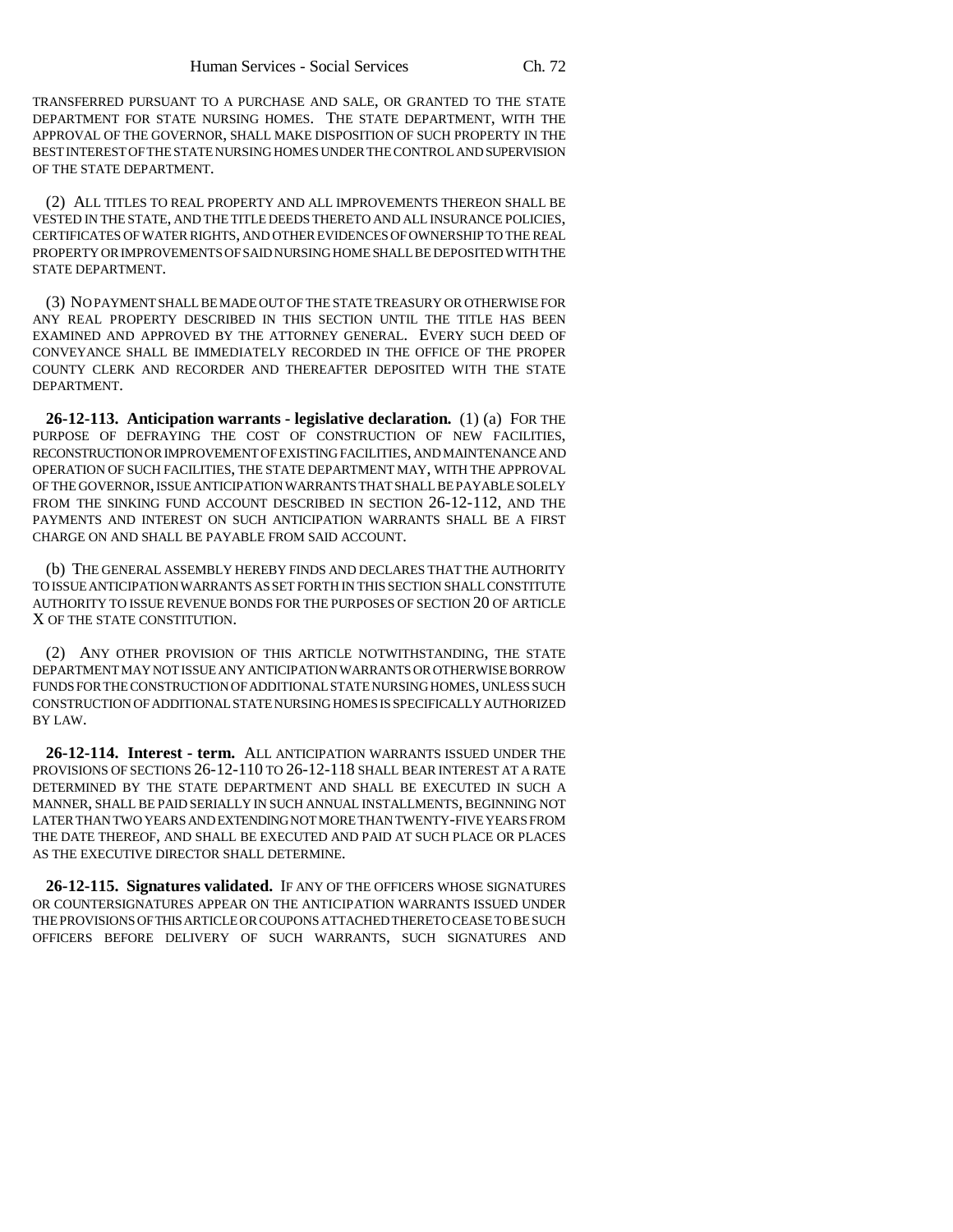TRANSFERRED PURSUANT TO A PURCHASE AND SALE, OR GRANTED TO THE STATE DEPARTMENT FOR STATE NURSING HOMES. THE STATE DEPARTMENT, WITH THE APPROVAL OF THE GOVERNOR, SHALL MAKE DISPOSITION OF SUCH PROPERTY IN THE BEST INTEREST OF THE STATE NURSING HOMES UNDER THE CONTROL AND SUPERVISION OF THE STATE DEPARTMENT.

(2) ALL TITLES TO REAL PROPERTY AND ALL IMPROVEMENTS THEREON SHALL BE VESTED IN THE STATE, AND THE TITLE DEEDS THERETO AND ALL INSURANCE POLICIES, CERTIFICATES OF WATER RIGHTS, AND OTHER EVIDENCES OF OWNERSHIP TO THE REAL PROPERTY OR IMPROVEMENTS OF SAID NURSING HOME SHALL BE DEPOSITED WITH THE STATE DEPARTMENT.

(3) NO PAYMENT SHALL BE MADE OUT OF THE STATE TREASURY OR OTHERWISE FOR ANY REAL PROPERTY DESCRIBED IN THIS SECTION UNTIL THE TITLE HAS BEEN EXAMINED AND APPROVED BY THE ATTORNEY GENERAL. EVERY SUCH DEED OF CONVEYANCE SHALL BE IMMEDIATELY RECORDED IN THE OFFICE OF THE PROPER COUNTY CLERK AND RECORDER AND THEREAFTER DEPOSITED WITH THE STATE DEPARTMENT.

**26-12-113. Anticipation warrants - legislative declaration.** (1) (a) FOR THE PURPOSE OF DEFRAYING THE COST OF CONSTRUCTION OF NEW FACILITIES, RECONSTRUCTION OR IMPROVEMENT OF EXISTING FACILITIES, AND MAINTENANCE AND OPERATION OF SUCH FACILITIES, THE STATE DEPARTMENT MAY, WITH THE APPROVAL OF THE GOVERNOR, ISSUE ANTICIPATION WARRANTS THAT SHALL BE PAYABLE SOLELY FROM THE SINKING FUND ACCOUNT DESCRIBED IN SECTION 26-12-112, AND THE PAYMENTS AND INTEREST ON SUCH ANTICIPATION WARRANTS SHALL BE A FIRST CHARGE ON AND SHALL BE PAYABLE FROM SAID ACCOUNT.

(b) THE GENERAL ASSEMBLY HEREBY FINDS AND DECLARES THAT THE AUTHORITY TO ISSUE ANTICIPATION WARRANTS AS SET FORTH IN THIS SECTION SHALL CONSTITUTE AUTHORITY TO ISSUE REVENUE BONDS FOR THE PURPOSES OF SECTION 20 OF ARTICLE X OF THE STATE CONSTITUTION.

(2) ANY OTHER PROVISION OF THIS ARTICLE NOTWITHSTANDING, THE STATE DEPARTMENT MAY NOT ISSUE ANY ANTICIPATION WARRANTS OR OTHERWISE BORROW FUNDS FOR THE CONSTRUCTION OF ADDITIONAL STATE NURSING HOMES, UNLESS SUCH CONSTRUCTION OF ADDITIONAL STATE NURSING HOMES IS SPECIFICALLY AUTHORIZED BY LAW.

**26-12-114. Interest - term.** ALL ANTICIPATION WARRANTS ISSUED UNDER THE PROVISIONS OF SECTIONS 26-12-110 TO 26-12-118 SHALL BEAR INTEREST AT A RATE DETERMINED BY THE STATE DEPARTMENT AND SHALL BE EXECUTED IN SUCH A MANNER, SHALL BE PAID SERIALLY IN SUCH ANNUAL INSTALLMENTS, BEGINNING NOT LATER THAN TWO YEARS AND EXTENDING NOT MORE THAN TWENTY-FIVE YEARS FROM THE DATE THEREOF, AND SHALL BE EXECUTED AND PAID AT SUCH PLACE OR PLACES AS THE EXECUTIVE DIRECTOR SHALL DETERMINE.

**26-12-115. Signatures validated.** IF ANY OF THE OFFICERS WHOSE SIGNATURES OR COUNTERSIGNATURES APPEAR ON THE ANTICIPATION WARRANTS ISSUED UNDER THE PROVISIONS OF THIS ARTICLE OR COUPONS ATTACHED THERETO CEASE TO BE SUCH OFFICERS BEFORE DELIVERY OF SUCH WARRANTS, SUCH SIGNATURES AND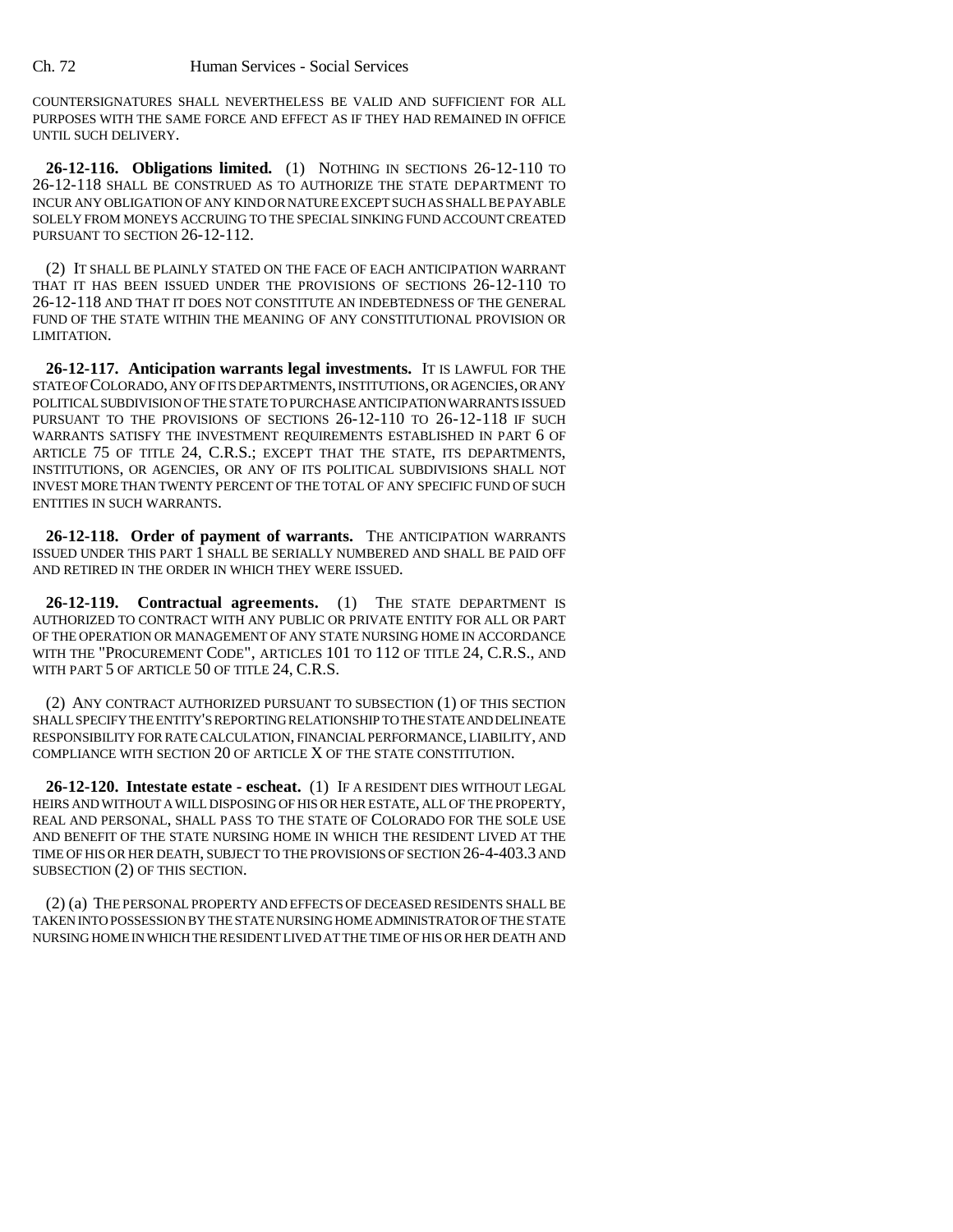COUNTERSIGNATURES SHALL NEVERTHELESS BE VALID AND SUFFICIENT FOR ALL PURPOSES WITH THE SAME FORCE AND EFFECT AS IF THEY HAD REMAINED IN OFFICE UNTIL SUCH DELIVERY.

**26-12-116. Obligations limited.** (1) NOTHING IN SECTIONS 26-12-110 TO 26-12-118 SHALL BE CONSTRUED AS TO AUTHORIZE THE STATE DEPARTMENT TO INCUR ANY OBLIGATION OF ANY KIND OR NATURE EXCEPT SUCH AS SHALL BE PAYABLE SOLELY FROM MONEYS ACCRUING TO THE SPECIAL SINKING FUND ACCOUNT CREATED PURSUANT TO SECTION 26-12-112.

(2) IT SHALL BE PLAINLY STATED ON THE FACE OF EACH ANTICIPATION WARRANT THAT IT HAS BEEN ISSUED UNDER THE PROVISIONS OF SECTIONS 26-12-110 TO 26-12-118 AND THAT IT DOES NOT CONSTITUTE AN INDEBTEDNESS OF THE GENERAL FUND OF THE STATE WITHIN THE MEANING OF ANY CONSTITUTIONAL PROVISION OR LIMITATION.

**26-12-117. Anticipation warrants legal investments.** IT IS LAWFUL FOR THE STATE OF COLORADO, ANY OF ITS DEPARTMENTS, INSTITUTIONS, OR AGENCIES, OR ANY POLITICAL SUBDIVISION OF THE STATE TO PURCHASE ANTICIPATION WARRANTS ISSUED PURSUANT TO THE PROVISIONS OF SECTIONS 26-12-110 TO 26-12-118 IF SUCH WARRANTS SATISFY THE INVESTMENT REQUIREMENTS ESTABLISHED IN PART 6 OF ARTICLE 75 OF TITLE 24, C.R.S.; EXCEPT THAT THE STATE, ITS DEPARTMENTS, INSTITUTIONS, OR AGENCIES, OR ANY OF ITS POLITICAL SUBDIVISIONS SHALL NOT INVEST MORE THAN TWENTY PERCENT OF THE TOTAL OF ANY SPECIFIC FUND OF SUCH ENTITIES IN SUCH WARRANTS.

**26-12-118. Order of payment of warrants.** THE ANTICIPATION WARRANTS ISSUED UNDER THIS PART 1 SHALL BE SERIALLY NUMBERED AND SHALL BE PAID OFF AND RETIRED IN THE ORDER IN WHICH THEY WERE ISSUED.

**26-12-119. Contractual agreements.** (1) THE STATE DEPARTMENT IS AUTHORIZED TO CONTRACT WITH ANY PUBLIC OR PRIVATE ENTITY FOR ALL OR PART OF THE OPERATION OR MANAGEMENT OF ANY STATE NURSING HOME IN ACCORDANCE WITH THE "PROCUREMENT CODE", ARTICLES 101 TO 112 OF TITLE 24, C.R.S., AND WITH PART 5 OF ARTICLE 50 OF TITLE 24, C.R.S.

(2) ANY CONTRACT AUTHORIZED PURSUANT TO SUBSECTION (1) OF THIS SECTION SHALL SPECIFY THE ENTITY'S REPORTING RELATIONSHIP TO THE STATE AND DELINEATE RESPONSIBILITY FOR RATE CALCULATION, FINANCIAL PERFORMANCE, LIABILITY, AND COMPLIANCE WITH SECTION 20 OF ARTICLE X OF THE STATE CONSTITUTION.

**26-12-120. Intestate estate - escheat.** (1) IF A RESIDENT DIES WITHOUT LEGAL HEIRS AND WITHOUT A WILL DISPOSING OF HIS OR HER ESTATE, ALL OF THE PROPERTY, REAL AND PERSONAL, SHALL PASS TO THE STATE OF COLORADO FOR THE SOLE USE AND BENEFIT OF THE STATE NURSING HOME IN WHICH THE RESIDENT LIVED AT THE TIME OF HIS OR HER DEATH, SUBJECT TO THE PROVISIONS OF SECTION 26-4-403.3 AND SUBSECTION (2) OF THIS SECTION.

(2) (a) THE PERSONAL PROPERTY AND EFFECTS OF DECEASED RESIDENTS SHALL BE TAKEN INTO POSSESSION BY THE STATE NURSING HOME ADMINISTRATOR OF THE STATE NURSING HOME IN WHICH THE RESIDENT LIVED AT THE TIME OF HIS OR HER DEATH AND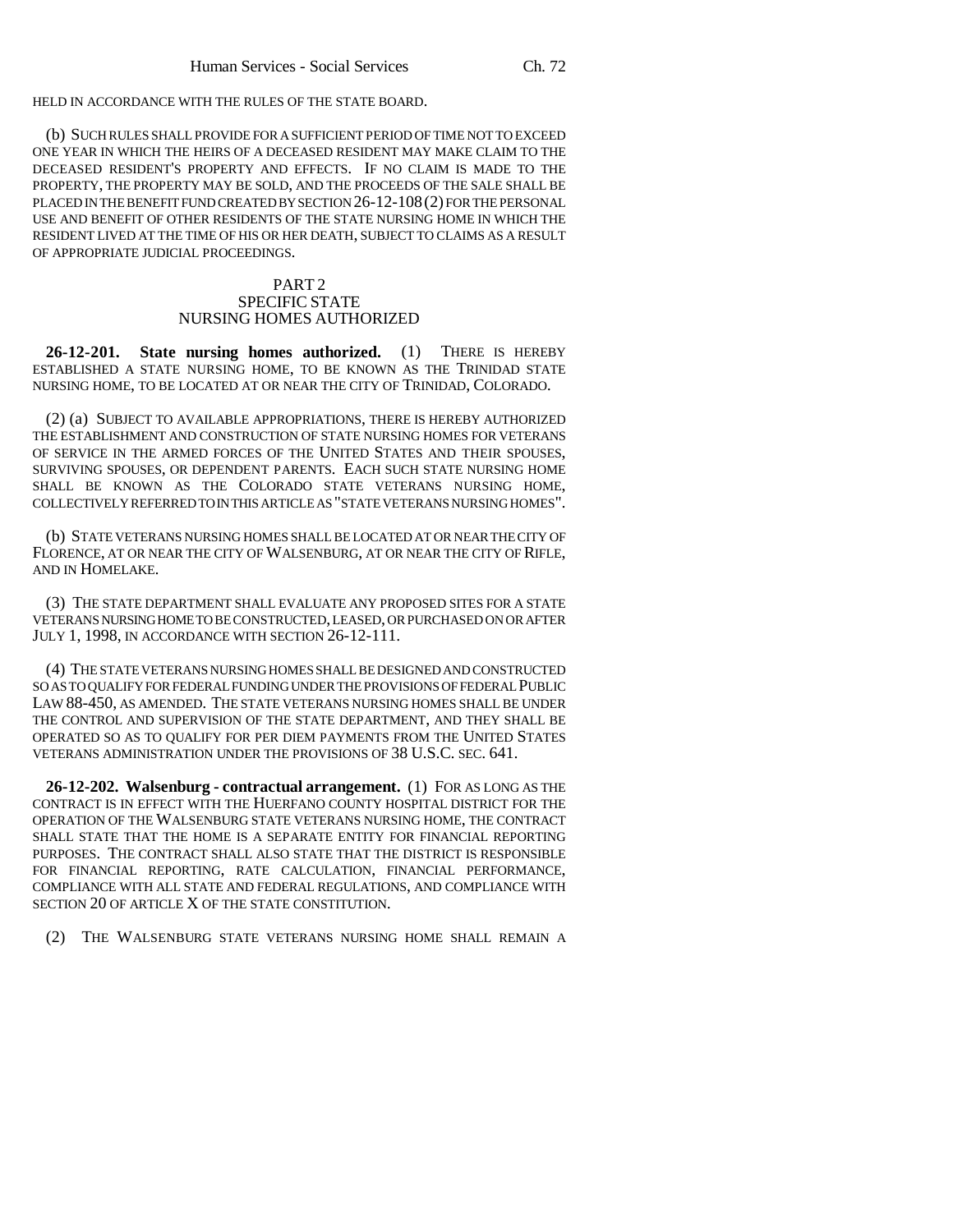HELD IN ACCORDANCE WITH THE RULES OF THE STATE BOARD.

(b) SUCH RULES SHALL PROVIDE FOR A SUFFICIENT PERIOD OF TIME NOT TO EXCEED ONE YEAR IN WHICH THE HEIRS OF A DECEASED RESIDENT MAY MAKE CLAIM TO THE DECEASED RESIDENT'S PROPERTY AND EFFECTS. IF NO CLAIM IS MADE TO THE PROPERTY, THE PROPERTY MAY BE SOLD, AND THE PROCEEDS OF THE SALE SHALL BE PLACED IN THE BENEFIT FUND CREATED BY SECTION 26-12-108 (2) FOR THE PERSONAL USE AND BENEFIT OF OTHER RESIDENTS OF THE STATE NURSING HOME IN WHICH THE RESIDENT LIVED AT THE TIME OF HIS OR HER DEATH, SUBJECT TO CLAIMS AS A RESULT OF APPROPRIATE JUDICIAL PROCEEDINGS.

## PART 2
## SPECIFIC STATE NURSING HOMES AUTHORIZED

**26-12-201. State nursing homes authorized.** (1) THERE IS HEREBY ESTABLISHED A STATE NURSING HOME, TO BE KNOWN AS THE TRINIDAD STATE NURSING HOME, TO BE LOCATED AT OR NEAR THE CITY OF TRINIDAD, COLORADO.

(2) (a) SUBJECT TO AVAILABLE APPROPRIATIONS, THERE IS HEREBY AUTHORIZED THE ESTABLISHMENT AND CONSTRUCTION OF STATE NURSING HOMES FOR VETERANS OF SERVICE IN THE ARMED FORCES OF THE UNITED STATES AND THEIR SPOUSES, SURVIVING SPOUSES, OR DEPENDENT PARENTS. EACH SUCH STATE NURSING HOME SHALL BE KNOWN AS THE COLORADO STATE VETERANS NURSING HOME, COLLECTIVELY REFERRED TO IN THIS ARTICLE AS "STATE VETERANS NURSING HOMES".

(b) STATE VETERANS NURSING HOMES SHALL BE LOCATED AT OR NEAR THE CITY OF FLORENCE, AT OR NEAR THE CITY OF WALSENBURG, AT OR NEAR THE CITY OF RIFLE, AND IN HOMELAKE.

(3) THE STATE DEPARTMENT SHALL EVALUATE ANY PROPOSED SITES FOR A STATE VETERANS NURSING HOME TO BE CONSTRUCTED, LEASED, OR PURCHASED ON OR AFTER JULY 1, 1998, IN ACCORDANCE WITH SECTION 26-12-111.

(4) THE STATE VETERANS NURSING HOMES SHALL BE DESIGNED AND CONSTRUCTED SO AS TO QUALIFY FOR FEDERAL FUNDING UNDER THE PROVISIONS OF FEDERAL PUBLIC LAW 88-450, AS AMENDED. THE STATE VETERANS NURSING HOMES SHALL BE UNDER THE CONTROL AND SUPERVISION OF THE STATE DEPARTMENT, AND THEY SHALL BE OPERATED SO AS TO QUALIFY FOR PER DIEM PAYMENTS FROM THE UNITED STATES VETERANS ADMINISTRATION UNDER THE PROVISIONS OF 38 U.S.C. SEC. 641.

**26-12-202. Walsenburg - contractual arrangement.** (1) FOR AS LONG AS THE CONTRACT IS IN EFFECT WITH THE HUERFANO COUNTY HOSPITAL DISTRICT FOR THE OPERATION OF THE WALSENBURG STATE VETERANS NURSING HOME, THE CONTRACT SHALL STATE THAT THE HOME IS A SEPARATE ENTITY FOR FINANCIAL REPORTING PURPOSES. THE CONTRACT SHALL ALSO STATE THAT THE DISTRICT IS RESPONSIBLE FOR FINANCIAL REPORTING, RATE CALCULATION, FINANCIAL PERFORMANCE, COMPLIANCE WITH ALL STATE AND FEDERAL REGULATIONS, AND COMPLIANCE WITH SECTION 20 OF ARTICLE X OF THE STATE CONSTITUTION.

(2) THE WALSENBURG STATE VETERANS NURSING HOME SHALL REMAIN A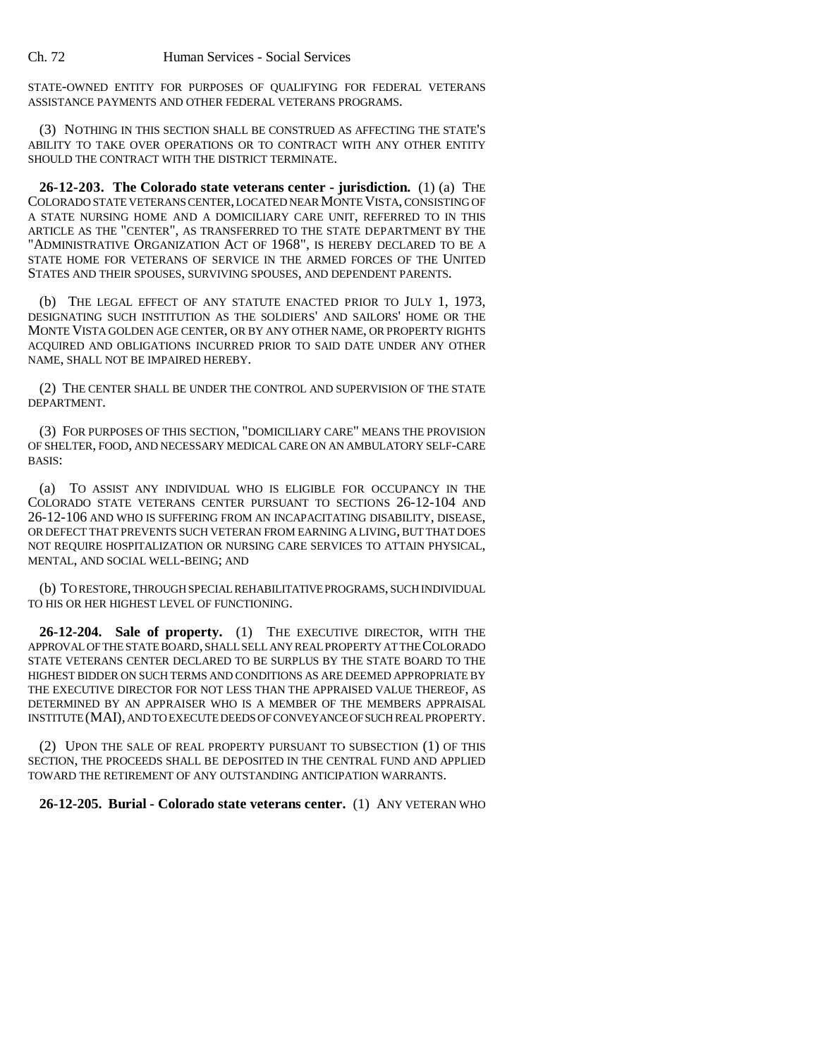STATE-OWNED ENTITY FOR PURPOSES OF QUALIFYING FOR FEDERAL VETERANS ASSISTANCE PAYMENTS AND OTHER FEDERAL VETERANS PROGRAMS.

(3) NOTHING IN THIS SECTION SHALL BE CONSTRUED AS AFFECTING THE STATE'S ABILITY TO TAKE OVER OPERATIONS OR TO CONTRACT WITH ANY OTHER ENTITY SHOULD THE CONTRACT WITH THE DISTRICT TERMINATE.

**26-12-203. The Colorado state veterans center - jurisdiction.** (1) (a) THE COLORADO STATE VETERANS CENTER, LOCATED NEAR MONTE VISTA, CONSISTING OF A STATE NURSING HOME AND A DOMICILIARY CARE UNIT, REFERRED TO IN THIS ARTICLE AS THE "CENTER", AS TRANSFERRED TO THE STATE DEPARTMENT BY THE "ADMINISTRATIVE ORGANIZATION ACT OF 1968", IS HEREBY DECLARED TO BE A STATE HOME FOR VETERANS OF SERVICE IN THE ARMED FORCES OF THE UNITED STATES AND THEIR SPOUSES, SURVIVING SPOUSES, AND DEPENDENT PARENTS.

(b) THE LEGAL EFFECT OF ANY STATUTE ENACTED PRIOR TO JULY 1, 1973, DESIGNATING SUCH INSTITUTION AS THE SOLDIERS' AND SAILORS' HOME OR THE MONTE VISTA GOLDEN AGE CENTER, OR BY ANY OTHER NAME, OR PROPERTY RIGHTS ACQUIRED AND OBLIGATIONS INCURRED PRIOR TO SAID DATE UNDER ANY OTHER NAME, SHALL NOT BE IMPAIRED HEREBY.

(2) THE CENTER SHALL BE UNDER THE CONTROL AND SUPERVISION OF THE STATE DEPARTMENT.

(3) FOR PURPOSES OF THIS SECTION, "DOMICILIARY CARE" MEANS THE PROVISION OF SHELTER, FOOD, AND NECESSARY MEDICAL CARE ON AN AMBULATORY SELF-CARE BASIS:

(a) TO ASSIST ANY INDIVIDUAL WHO IS ELIGIBLE FOR OCCUPANCY IN THE COLORADO STATE VETERANS CENTER PURSUANT TO SECTIONS 26-12-104 AND 26-12-106 AND WHO IS SUFFERING FROM AN INCAPACITATING DISABILITY, DISEASE, OR DEFECT THAT PREVENTS SUCH VETERAN FROM EARNING A LIVING, BUT THAT DOES NOT REQUIRE HOSPITALIZATION OR NURSING CARE SERVICES TO ATTAIN PHYSICAL, MENTAL, AND SOCIAL WELL-BEING; AND

(b) TO RESTORE, THROUGH SPECIAL REHABILITATIVE PROGRAMS, SUCH INDIVIDUAL TO HIS OR HER HIGHEST LEVEL OF FUNCTIONING.

**26-12-204. Sale of property.** (1) THE EXECUTIVE DIRECTOR, WITH THE APPROVAL OF THE STATE BOARD, SHALL SELL ANY REAL PROPERTY AT THE COLORADO STATE VETERANS CENTER DECLARED TO BE SURPLUS BY THE STATE BOARD TO THE HIGHEST BIDDER ON SUCH TERMS AND CONDITIONS AS ARE DEEMED APPROPRIATE BY THE EXECUTIVE DIRECTOR FOR NOT LESS THAN THE APPRAISED VALUE THEREOF, AS DETERMINED BY AN APPRAISER WHO IS A MEMBER OF THE MEMBERS APPRAISAL INSTITUTE (MAI), AND TO EXECUTE DEEDS OF CONVEYANCE OF SUCH REAL PROPERTY.

(2) UPON THE SALE OF REAL PROPERTY PURSUANT TO SUBSECTION (1) OF THIS SECTION, THE PROCEEDS SHALL BE DEPOSITED IN THE CENTRAL FUND AND APPLIED TOWARD THE RETIREMENT OF ANY OUTSTANDING ANTICIPATION WARRANTS.

**26-12-205. Burial - Colorado state veterans center.** (1) ANY VETERAN WHO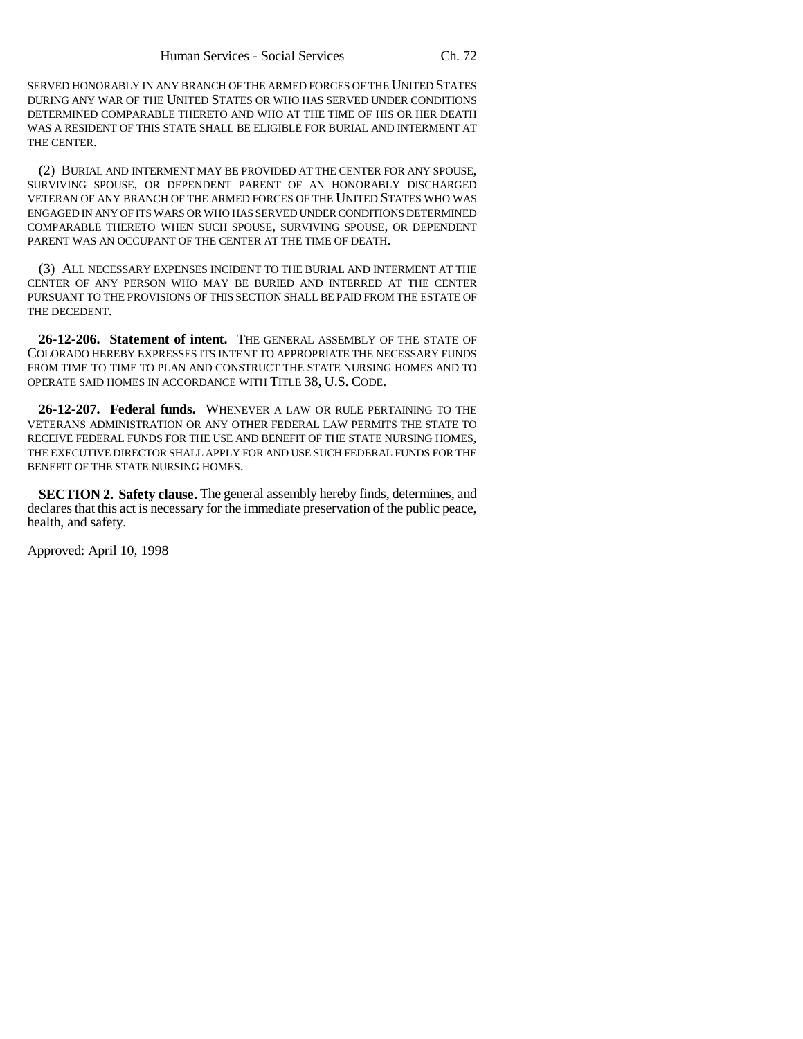SERVED HONORABLY IN ANY BRANCH OF THE ARMED FORCES OF THE UNITED STATES DURING ANY WAR OF THE UNITED STATES OR WHO HAS SERVED UNDER CONDITIONS DETERMINED COMPARABLE THERETO AND WHO AT THE TIME OF HIS OR HER DEATH WAS A RESIDENT OF THIS STATE SHALL BE ELIGIBLE FOR BURIAL AND INTERMENT AT THE CENTER.

(2) BURIAL AND INTERMENT MAY BE PROVIDED AT THE CENTER FOR ANY SPOUSE, SURVIVING SPOUSE, OR DEPENDENT PARENT OF AN HONORABLY DISCHARGED VETERAN OF ANY BRANCH OF THE ARMED FORCES OF THE UNITED STATES WHO WAS ENGAGED IN ANY OF ITS WARS OR WHO HAS SERVED UNDER CONDITIONS DETERMINED COMPARABLE THERETO WHEN SUCH SPOUSE, SURVIVING SPOUSE, OR DEPENDENT PARENT WAS AN OCCUPANT OF THE CENTER AT THE TIME OF DEATH.

(3) ALL NECESSARY EXPENSES INCIDENT TO THE BURIAL AND INTERMENT AT THE CENTER OF ANY PERSON WHO MAY BE BURIED AND INTERRED AT THE CENTER PURSUANT TO THE PROVISIONS OF THIS SECTION SHALL BE PAID FROM THE ESTATE OF THE DECEDENT.

**26-12-206. Statement of intent.** THE GENERAL ASSEMBLY OF THE STATE OF COLORADO HEREBY EXPRESSES ITS INTENT TO APPROPRIATE THE NECESSARY FUNDS FROM TIME TO TIME TO PLAN AND CONSTRUCT THE STATE NURSING HOMES AND TO OPERATE SAID HOMES IN ACCORDANCE WITH TITLE 38, U.S. CODE.

**26-12-207. Federal funds.** WHENEVER A LAW OR RULE PERTAINING TO THE VETERANS ADMINISTRATION OR ANY OTHER FEDERAL LAW PERMITS THE STATE TO RECEIVE FEDERAL FUNDS FOR THE USE AND BENEFIT OF THE STATE NURSING HOMES, THE EXECUTIVE DIRECTOR SHALL APPLY FOR AND USE SUCH FEDERAL FUNDS FOR THE BENEFIT OF THE STATE NURSING HOMES.

**SECTION 2. Safety clause.** The general assembly hereby finds, determines, and declares that this act is necessary for the immediate preservation of the public peace, health, and safety.

Approved: April 10, 1998